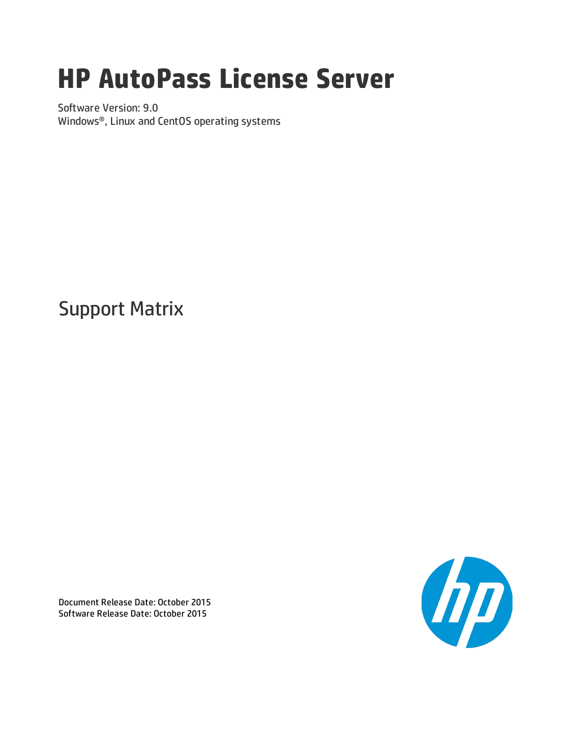# HP AutoPass License Server

Software Version: 9.0

Windows®, Linux and CentOS operating systems

## Support Matrix

Document Release Date: October 2015

Software Release Date: October 2015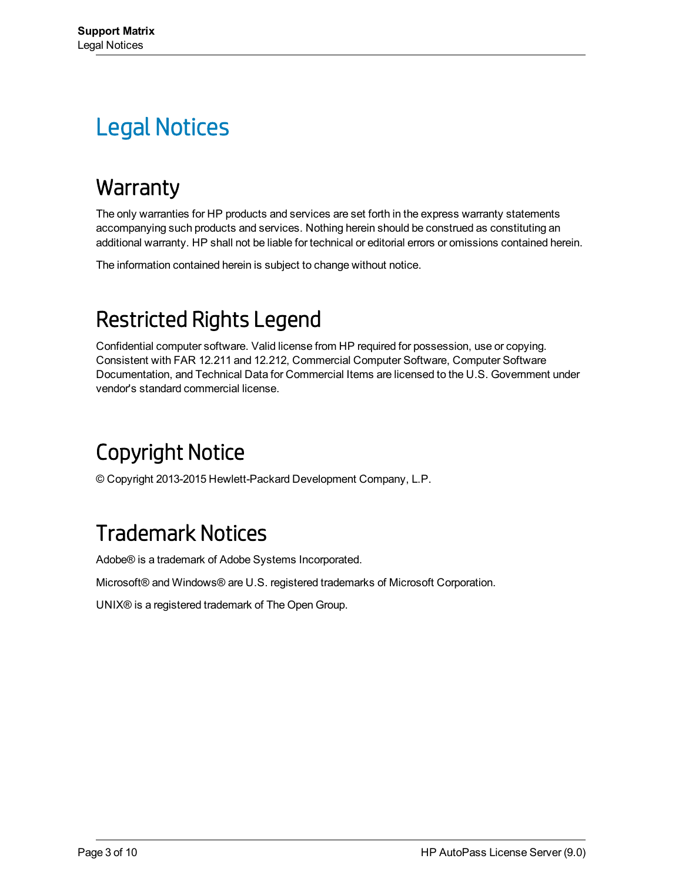# Legal Notices

## Warranty

The only warranties for HP products and services are set forth in the express warranty statements accompanying such products and services. Nothing herein should be construed as constituting an additional warranty. HP shall not be liable for technical or editorial errors or omissions contained herein.

The information contained herein is subject to change without notice.

## Restricted Rights Legend

Confidential computer software. Valid license from HP required for possession, use or copying. Consistent with FAR 12.211 and 12.212, Commercial Computer Software, Computer Software Documentation, and Technical Data for Commercial Items are licensed to the U.S. Government under vendor's standard commercial license.

## Copyright Notice

© Copyright 2013-2015 Hewlett-Packard Development Company, L.P.

## Trademark Notices

Adobe® is a trademark of Adobe Systems Incorporated.

Microsoft® and Windows® are U.S. registered trademarks of Microsoft Corporation.

UNIX® is a registered trademark of The Open Group.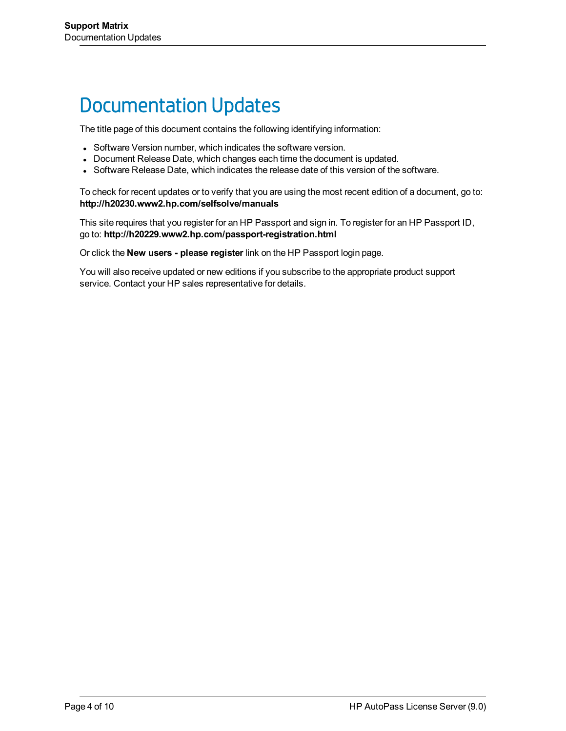# Documentation Updates

The title page of this document contains the following identifying information:

- Software Version number, which indicates the software version.
- Document Release Date, which changes each time the document is updated.
- Software Release Date, which indicates the release date of this version of the software.

To check for recent updates or to verify that you are using the most recent edition of a document, go to: **http://h20230.www2.hp.com/selfsolve/manuals**

This site requires that you register for an HP Passport and sign in. To register for an HP Passport ID, go to: **http://h20229.www2.hp.com/passport-registration.html**

Or click the **New users - please register** link on the HP Passport login page.

You will also receive updated or new editions if you subscribe to the appropriate product support service. Contact your HP sales representative for details.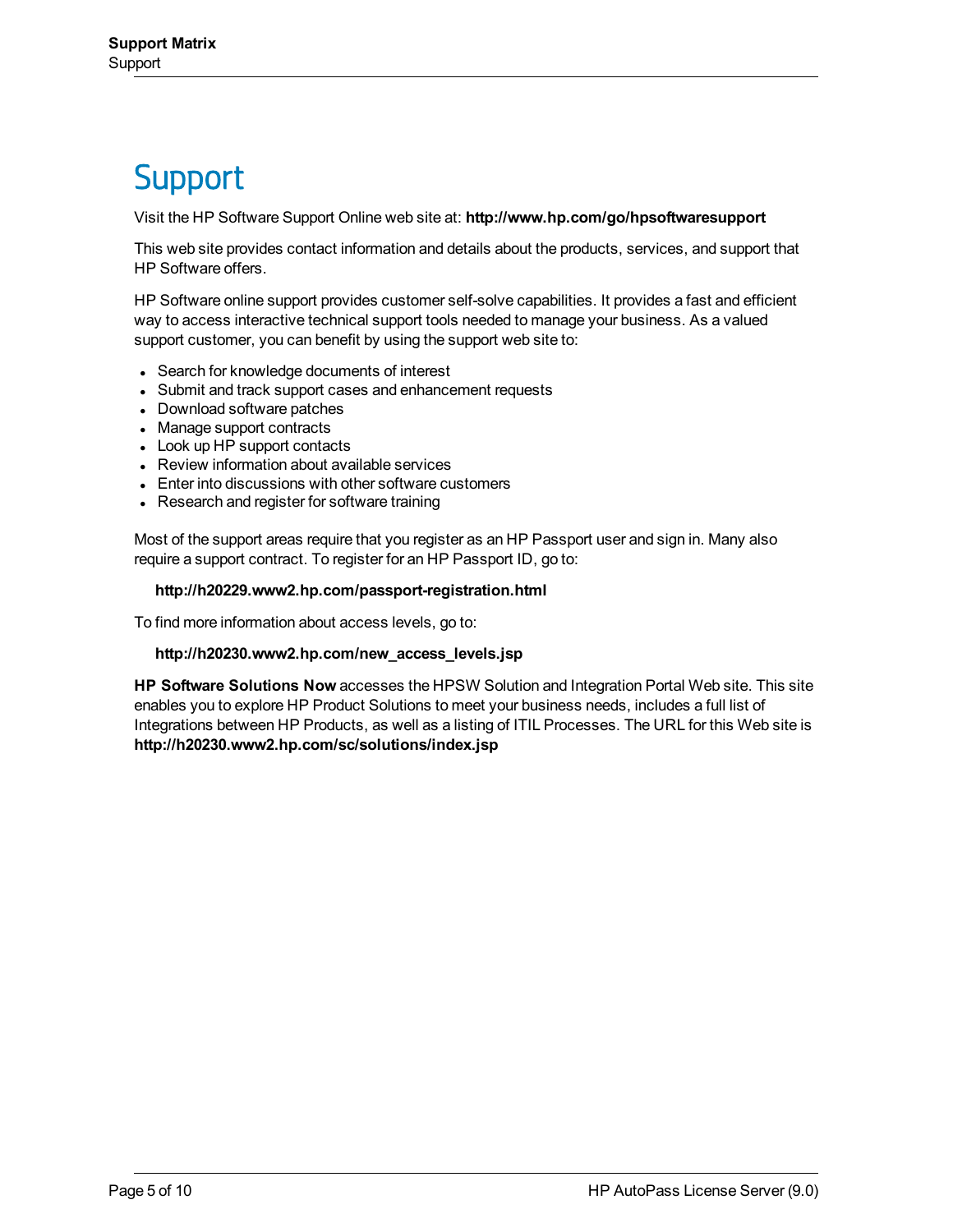# Support

Visit the HP Software Support Online web site at: **http://www.hp.com/go/hpsoftwaresupport**

This web site provides contact information and details about the products, services, and support that HP Software offers.

HP Software online support provides customer self-solve capabilities. It provides a fast and efficient way to access interactive technical support tools needed to manage your business. As a valued support customer, you can benefit by using the support web site to:

- Search for knowledge documents of interest
- Submit and track support cases and enhancement requests
- Download software patches
- Manage support contracts
- Look up HP support contacts
- Review information about available services
- Enter into discussions with other software customers
- Research and register for software training

Most of the support areas require that you register as an HP Passport user and sign in. Many also require a support contract. To register for an HP Passport ID, go to:

**http://h20229.www2.hp.com/passport-registration.html**

To find more information about access levels, go to:

**http://h20230.www2.hp.com/new_access_levels.jsp**

**HP Software Solutions Now** accesses the HPSW Solution and Integration Portal Web site. This site enables you to explore HP Product Solutions to meet your business needs, includes a full list of Integrations between HP Products, as well as a listing of ITIL Processes. The URL for this Web site is **http://h20230.www2.hp.com/sc/solutions/index.jsp**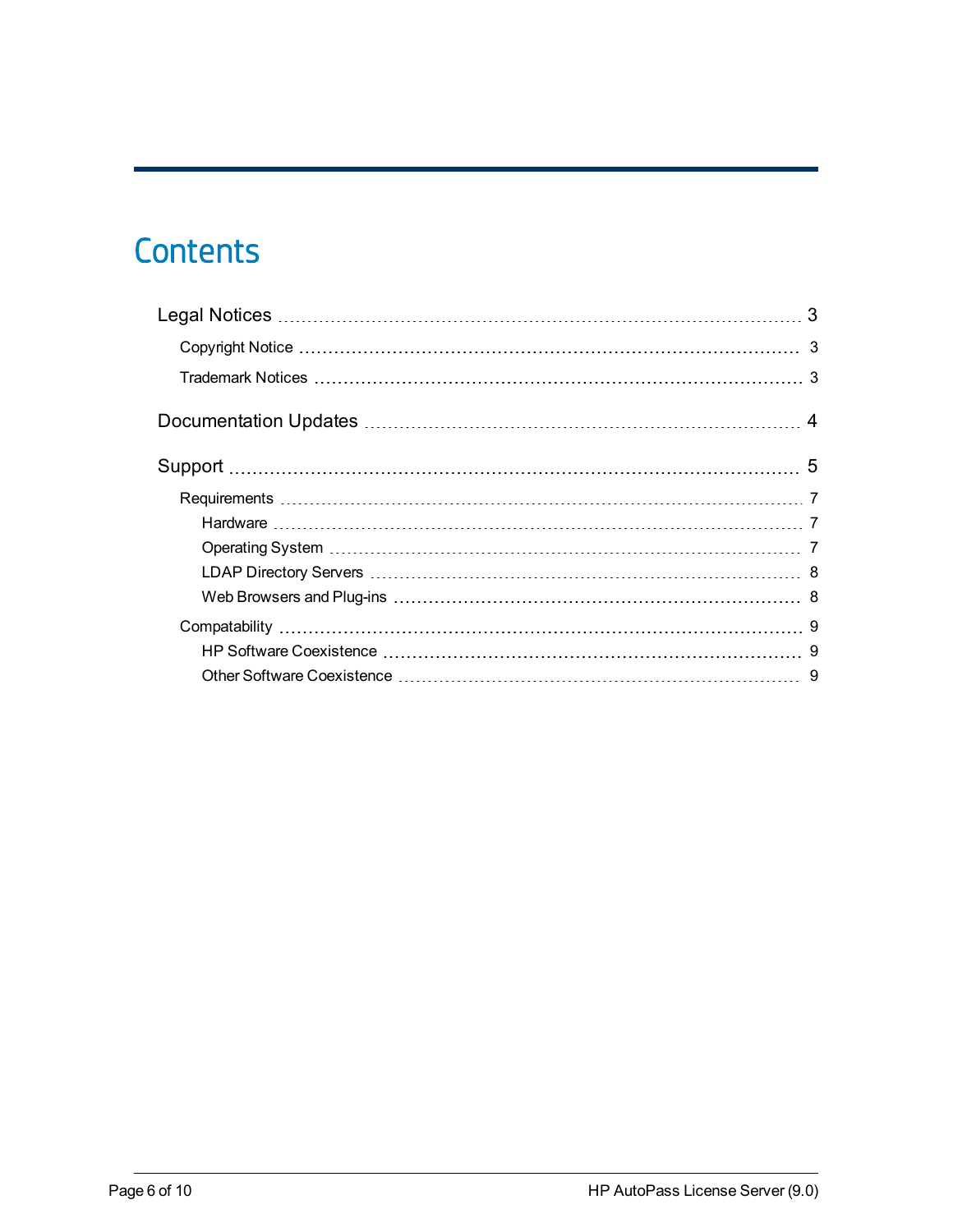# Contents

- Legal Notices ... 3
  - Copyright Notice ... 3
  - Trademark Notices ... 3
- Documentation Updates ... 4
- Support ... 5
  - Requirements ... 7
    - Hardware ... 7
    - Operating System ... 7
    - LDAP Directory Servers ... 8
    - Web Browsers and Plug-ins ... 8
  - Compatability ... 9
    - HP Software Coexistence ... 9
    - Other Software Coexistence ... 9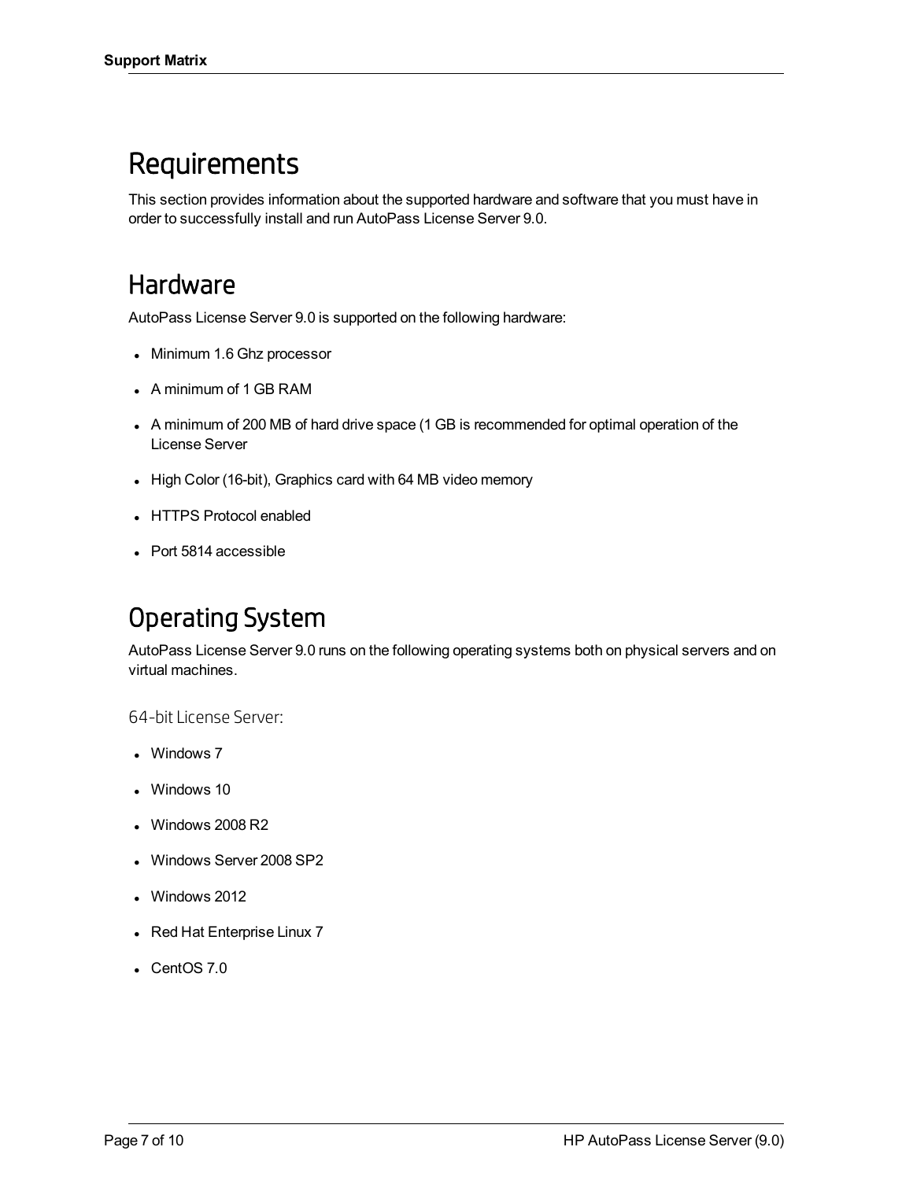# Requirements

This section provides information about the supported hardware and software that you must have in order to successfully install and run AutoPass License Server 9.0.

## Hardware

AutoPass License Server 9.0 is supported on the following hardware:

- Minimum 1.6 Ghz processor
- A minimum of 1 GB RAM
- A minimum of 200 MB of hard drive space (1 GB is recommended for optimal operation of the License Server
- High Color (16-bit), Graphics card with 64 MB video memory
- HTTPS Protocol enabled
- Port 5814 accessible

## Operating System

AutoPass License Server 9.0 runs on the following operating systems both on physical servers and on virtual machines.

### 64-bit License Server:

- Windows 7
- Windows 10
- Windows 2008 R2
- Windows Server 2008 SP2
- Windows 2012
- Red Hat Enterprise Linux 7
- CentOS 7.0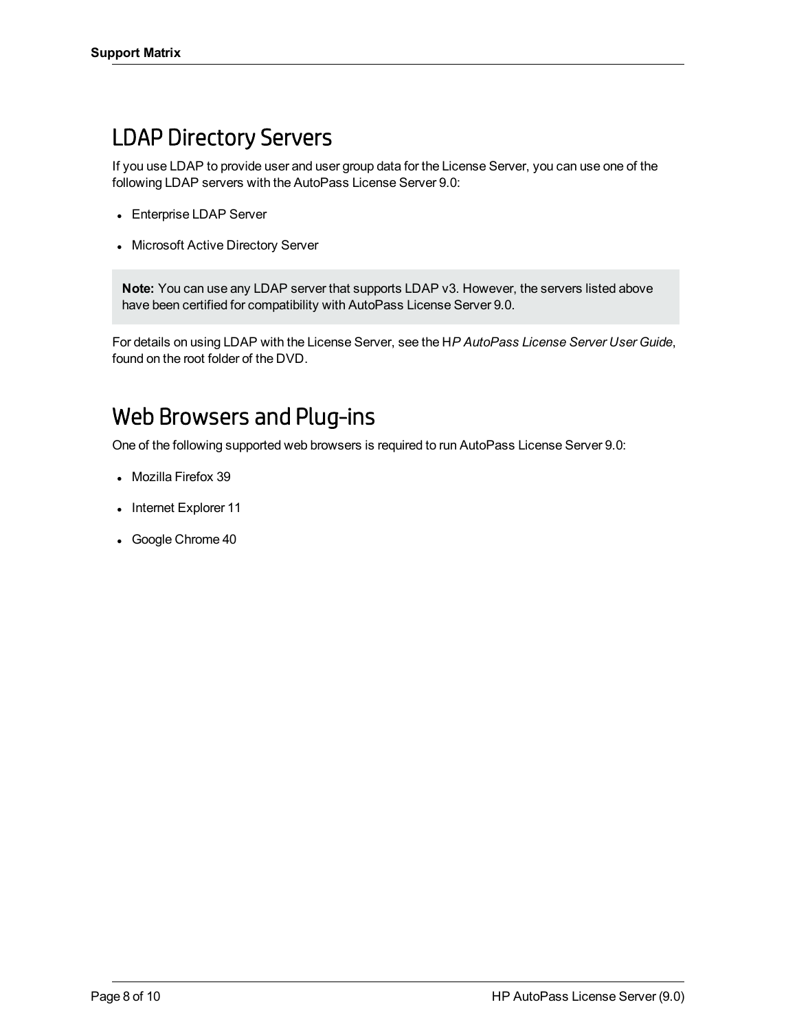## LDAP Directory Servers

If you use LDAP to provide user and user group data for the License Server, you can use one of the following LDAP servers with the AutoPass License Server 9.0:

- Enterprise LDAP Server
- Microsoft Active Directory Server

**Note:** You can use any LDAP server that supports LDAP v3. However, the servers listed above have been certified for compatibility with AutoPass License Server 9.0.

For details on using LDAP with the License Server, see the H*P AutoPass License Server User Guide*, found on the root folder of the DVD.

## Web Browsers and Plug-ins

One of the following supported web browsers is required to run AutoPass License Server 9.0:

- Mozilla Firefox 39
- Internet Explorer 11
- Google Chrome 40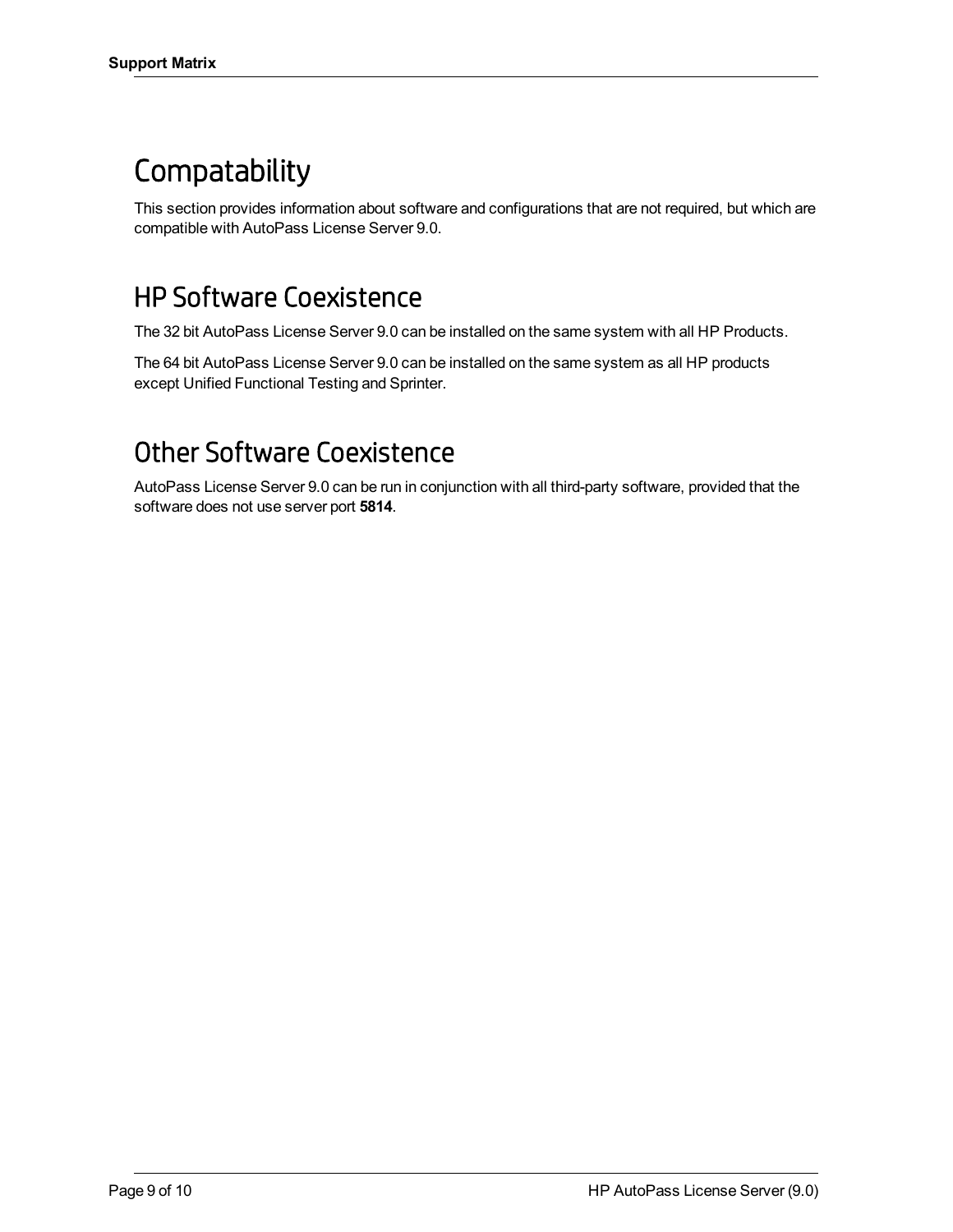# Compatability

This section provides information about software and configurations that are not required, but which are compatible with AutoPass License Server 9.0.

## HP Software Coexistence

The 32 bit AutoPass License Server 9.0 can be installed on the same system with all HP Products.

The 64 bit AutoPass License Server 9.0 can be installed on the same system as all HP products except Unified Functional Testing and Sprinter.

## Other Software Coexistence

AutoPass License Server 9.0 can be run in conjunction with all third-party software, provided that the software does not use server port **5814**.